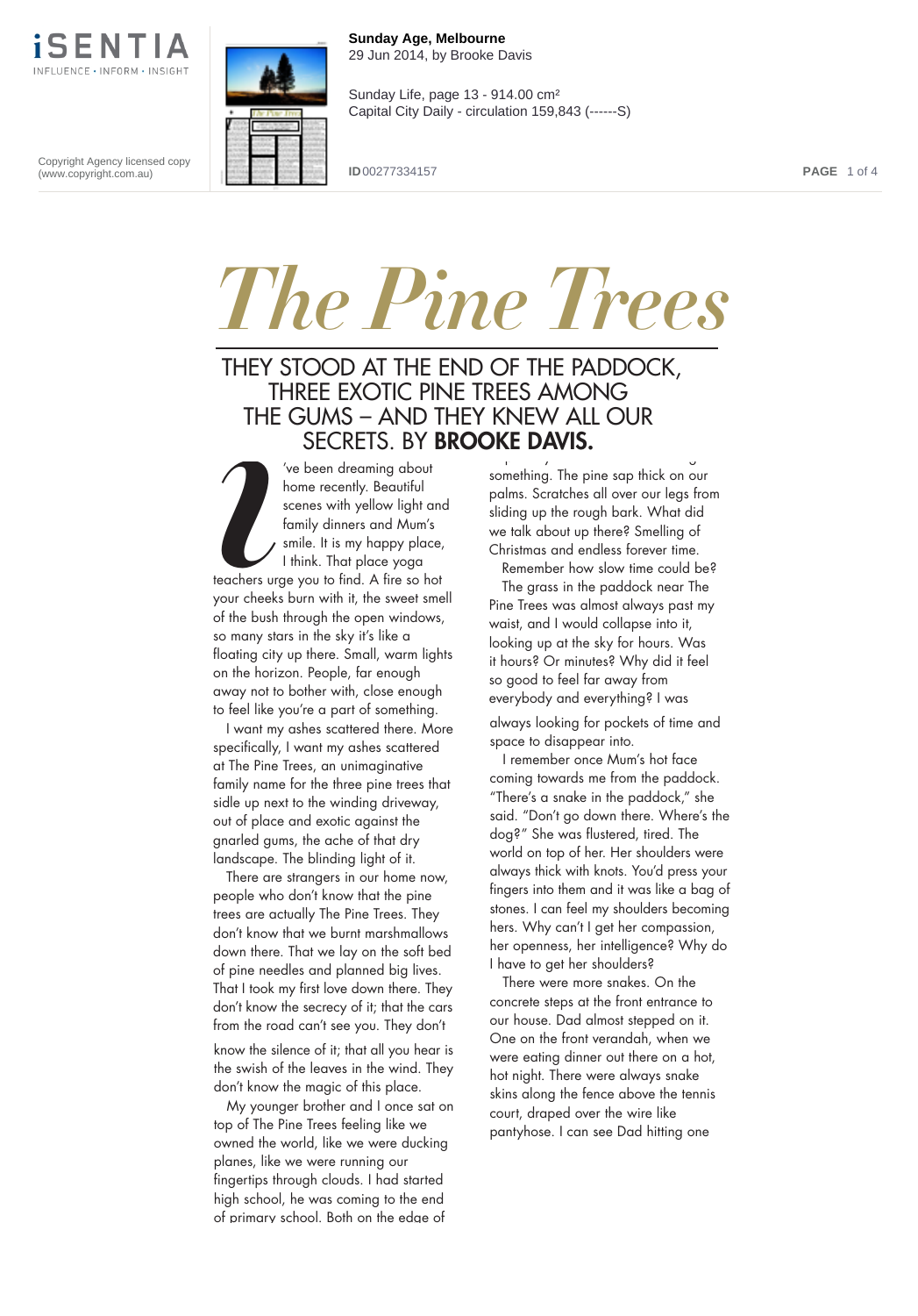# The Pine Trees

## THEY STOOD AT THE END OF THE PADDOCK, THREE EXOTIC PINE TREES AMONG THE GUMS – AND THEY KNEW ALL OUR SECRETS. BY **BROOKE DAVIS.**

I've been dreaming about home recently. Beautiful scenes with yellow light and family dinners and Mum's smile. It is my happy place, I think. That place yoga teachers urge you to find. A fire so hot your cheeks burn with it, the sweet smell of the bush through the open windows, so many stars in the sky it's like a floating city up there. Small, warm lights on the horizon. People, far enough away not to bother with, close enough to feel like you're a part of something.

I want my ashes scattered there. More specifically, I want my ashes scattered at The Pine Trees, an unimaginative family name for the three pine trees that sidle up next to the winding driveway, out of place and exotic against the gnarled gums, the ache of that dry landscape. The blinding light of it.

There are strangers in our home now, people who don't know that the pine trees are actually The Pine Trees. They don't know that we burnt marshmallows down there. That we lay on the soft bed of pine needles and planned big lives. That I took my first love down there. They don't know the secrecy of it; that the cars from the road can't see you. They don't know the silence of it; that all you hear is the swish of the leaves in the wind. They don't know the magic of this place.

My younger brother and I once sat on top of The Pine Trees feeling like we owned the world, like we were ducking planes, like we were running our fingertips through clouds. I had started high school, he was coming to the end of primary school. Both on the edge of something. The pine sap thick on our palms. Scratches all over our legs from sliding up the rough bark. What did we talk about up there? Smelling of Christmas and endless forever time.

Remember how slow time could be?

The grass in the paddock near The Pine Trees was almost always past my waist, and I would collapse into it, looking up at the sky for hours. Was it hours? Or minutes? Why did it feel so good to feel far away from everybody and everything? I was always looking for pockets of time and space to disappear into.

I remember once Mum's hot face coming towards me from the paddock. "There's a snake in the paddock," she said. "Don't go down there. Where's the dog?" She was flustered, tired. The world on top of her. Her shoulders were always thick with knots. You'd press your fingers into them and it was like a bag of stones. I can feel my shoulders becoming hers. Why can't I get her compassion, her openness, her intelligence? Why do I have to get her shoulders?

There were more snakes. On the concrete steps at the front entrance to our house. Dad almost stepped on it. One on the front verandah, when we were eating dinner out there on a hot, hot night. There were always snake skins along the fence above the tennis court, draped over the wire like pantyhose. I can see Dad hitting one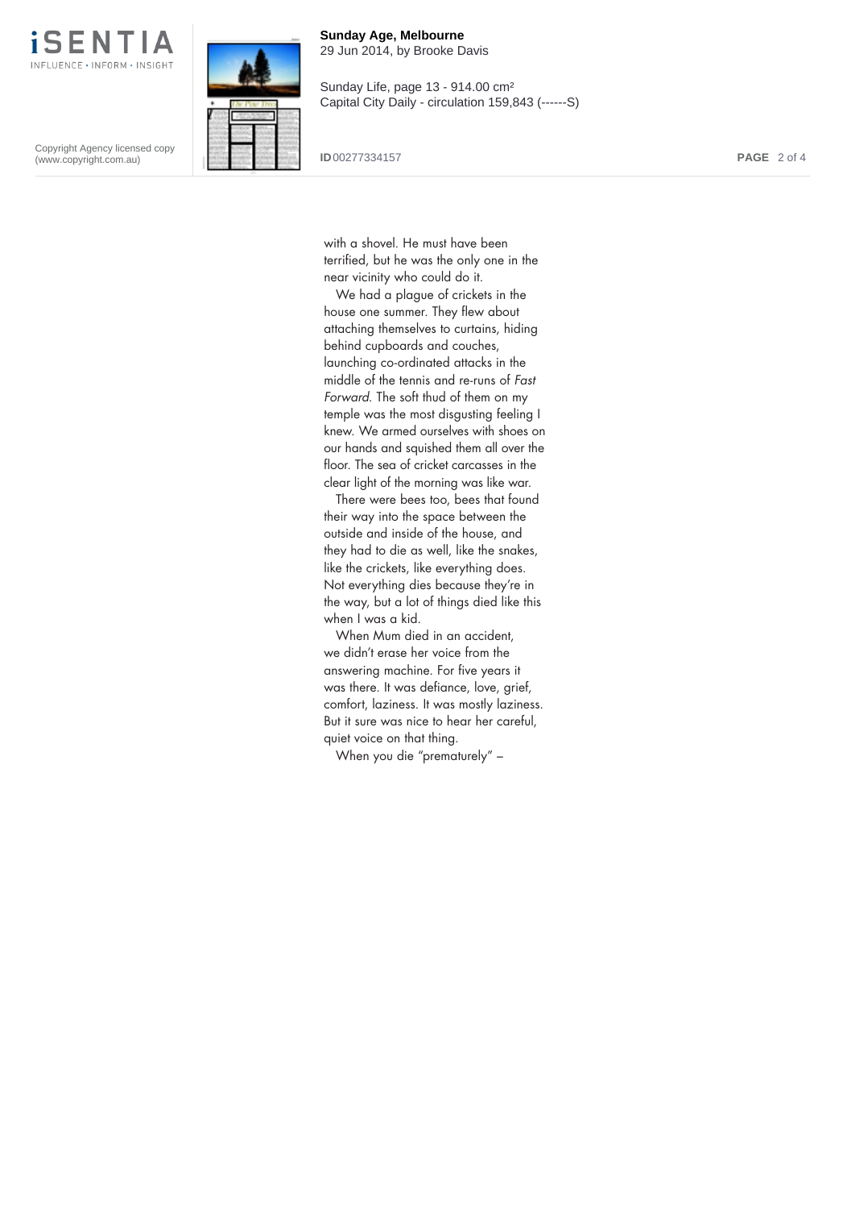with a shovel. He must have been terrified, but he was the only one in the near vicinity who could do it.

We had a plague of crickets in the house one summer. They flew about attaching themselves to curtains, hiding behind cupboards and couches, launching co-ordinated attacks in the middle of the tennis and re-runs of *Fast Forward*. The soft thud of them on my temple was the most disgusting feeling I knew. We armed ourselves with shoes on our hands and squished them all over the floor. The sea of cricket carcasses in the clear light of the morning was like war.

There were bees too, bees that found their way into the space between the outside and inside of the house, and they had to die as well, like the snakes, like the crickets, like everything does. Not everything dies because they're in the way, but a lot of things died like this when I was a kid.

When Mum died in an accident, we didn't erase her voice from the answering machine. For five years it was there. It was defiance, love, grief, comfort, laziness. It was mostly laziness. But it sure was nice to hear her careful, quiet voice on that thing.

When you die "prematurely" –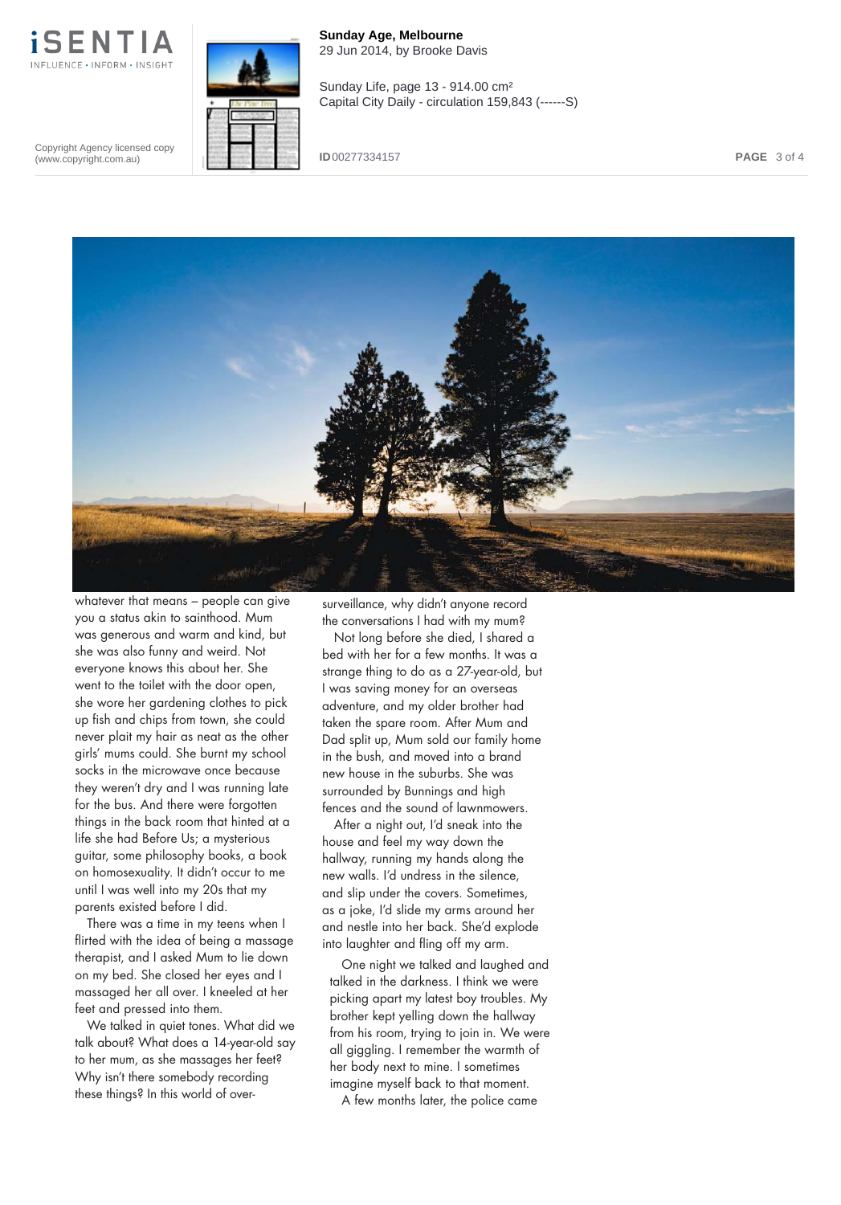whatever that means – people can give you a status akin to sainthood. Mum was generous and warm and kind, but she was also funny and weird. Not everyone knows this about her. She went to the toilet with the door open, she wore her gardening clothes to pick up fish and chips from town, she could never plait my hair as neat as the other girls' mums could. She burnt my school socks in the microwave once because they weren't dry and I was running late for the bus. And there were forgotten things in the back room that hinted at a life she had Before Us; a mysterious guitar, some philosophy books, a book on homosexuality. It didn't occur to me until I was well into my 20s that my parents existed before I did.

There was a time in my teens when I flirted with the idea of being a massage therapist, and I asked Mum to lie down on my bed. She closed her eyes and I massaged her all over. I kneeled at her feet and pressed into them.

We talked in quiet tones. What did we talk about? What does a 14-year-old say to her mum, as she massages her feet? Why isn't there somebody recording these things? In this world of over-surveillance, why didn't anyone record the conversations I had with my mum?

Not long before she died, I shared a bed with her for a few months. It was a strange thing to do as a 27-year-old, but I was saving money for an overseas adventure, and my older brother had taken the spare room. After Mum and Dad split up, Mum sold our family home in the bush, and moved into a brand new house in the suburbs. She was surrounded by Bunnings and high fences and the sound of lawnmowers.

After a night out, I'd sneak into the house and feel my way down the hallway, running my hands along the new walls. I'd undress in the silence, and slip under the covers. Sometimes, as a joke, I'd slide my arms around her and nestle into her back. She'd explode into laughter and fling off my arm.

One night we talked and laughed and talked in the darkness. I think we were picking apart my latest boy troubles. My brother kept yelling down the hallway from his room, trying to join in. We were all giggling. I remember the warmth of her body next to mine. I sometimes imagine myself back to that moment.

A few months later, the police came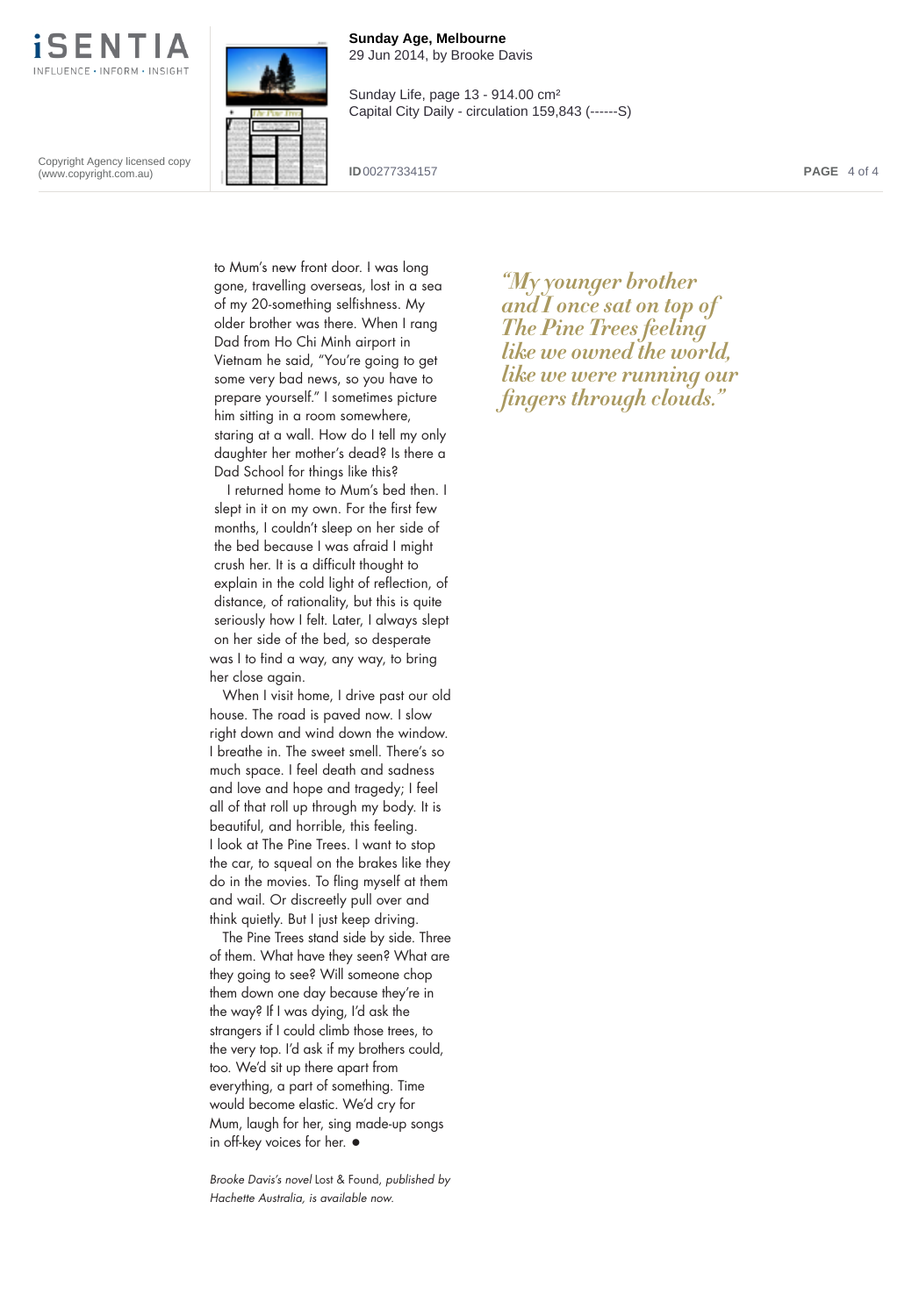to Mum's new front door. I was long gone, travelling overseas, lost in a sea of my 20-something selfishness. My older brother was there. When I rang Dad from Ho Chi Minh airport in Vietnam he said, "You're going to get some very bad news, so you have to prepare yourself." I sometimes picture him sitting in a room somewhere, staring at a wall. How do I tell my only daughter her mother's dead? Is there a Dad School for things like this?

I returned home to Mum's bed then. I slept in it on my own. For the first few months, I couldn't sleep on her side of the bed because I was afraid I might crush her. It is a difficult thought to explain in the cold light of reflection, of distance, of rationality, but this is quite seriously how I felt. Later, I always slept on her side of the bed, so desperate was I to find a way, any way, to bring her close again.

When I visit home, I drive past our old house. The road is paved now. I slow right down and wind down the window. I breathe in. The sweet smell. There's so much space. I feel death and sadness and love and hope and tragedy; I feel all of that roll up through my body. It is beautiful, and horrible, this feeling. I look at The Pine Trees. I want to stop the car, to squeal on the brakes like they do in the movies. To fling myself at them and wail. Or discreetly pull over and think quietly. But I just keep driving.

The Pine Trees stand side by side. Three of them. What have they seen? What are they going to see? Will someone chop them down one day because they're in the way? If I was dying, I'd ask the strangers if I could climb those trees, to the very top. I'd ask if my brothers could, too. We'd sit up there apart from everything, a part of something. Time would become elastic. We'd cry for Mum, laugh for her, sing made-up songs in off-key voices for her. ●

*Brooke Davis's novel* Lost & Found, *published by Hachette Australia, is available now.*

> *"My younger brother and I once sat on top of The Pine Trees feeling like we owned the world, like we were running our fingers through clouds."*